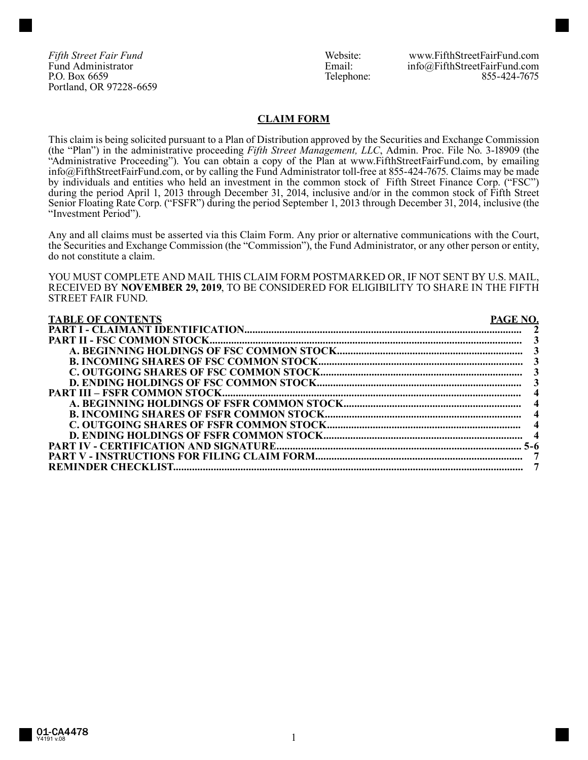*Fifth Street Fair Fund*
Fund Administrator
P.O. Box 6659
Portland, OR 97228-6659

Website: www.FifthStreetFairFund.com
Email: info@FifthStreetFairFund.com
Telephone: 855-424-7675

## CLAIM FORM

This claim is being solicited pursuant to a Plan of Distribution approved by the Securities and Exchange Commission (the "Plan") in the administrative proceeding *Fifth Street Management, LLC*, Admin. Proc. File No. 3-18909 (the "Administrative Proceeding"). You can obtain a copy of the Plan at www.FifthStreetFairFund.com, by emailing info@FifthStreetFairFund.com, or by calling the Fund Administrator toll-free at 855-424-7675. Claims may be made by individuals and entities who held an investment in the common stock of Fifth Street Finance Corp. ("FSC") during the period April 1, 2013 through December 31, 2014, inclusive and/or in the common stock of Fifth Street Senior Floating Rate Corp. ("FSFR") during the period September 1, 2013 through December 31, 2014, inclusive (the "Investment Period").

Any and all claims must be asserted via this Claim Form. Any prior or alternative communications with the Court, the Securities and Exchange Commission (the "Commission"), the Fund Administrator, or any other person or entity, do not constitute a claim.

YOU MUST COMPLETE AND MAIL THIS CLAIM FORM POSTMARKED OR, IF NOT SENT BY U.S. MAIL, RECEIVED BY **NOVEMBER 29, 2019**, TO BE CONSIDERED FOR ELIGIBILITY TO SHARE IN THE FIFTH STREET FAIR FUND.

| TABLE OF CONTENTS | PAGE NO. |
|---|---|
| **PART I - CLAIMANT IDENTIFICATION** | 2 |
| **PART II - FSC COMMON STOCK** | 3 |
| **A. BEGINNING HOLDINGS OF FSC COMMON STOCK** | 3 |
| **B. INCOMING SHARES OF FSC COMMON STOCK** | 3 |
| **C. OUTGOING SHARES OF FSC COMMON STOCK** | 3 |
| **D. ENDING HOLDINGS OF FSC COMMON STOCK** | 3 |
| **PART III – FSFR COMMON STOCK** | 4 |
| **A. BEGINNING HOLDINGS OF FSFR COMMON STOCK** | 4 |
| **B. INCOMING SHARES OF FSFR COMMON STOCK** | 4 |
| **C. OUTGOING SHARES OF FSFR COMMON STOCK** | 4 |
| **D. ENDING HOLDINGS OF FSFR COMMON STOCK** | 4 |
| **PART IV - CERTIFICATION AND SIGNATURE** | 5-6 |
| **PART V - INSTRUCTIONS FOR FILING CLAIM FORM** | 7 |
| **REMINDER CHECKLIST** | 7 |

01-CA4478
Y4191 v.08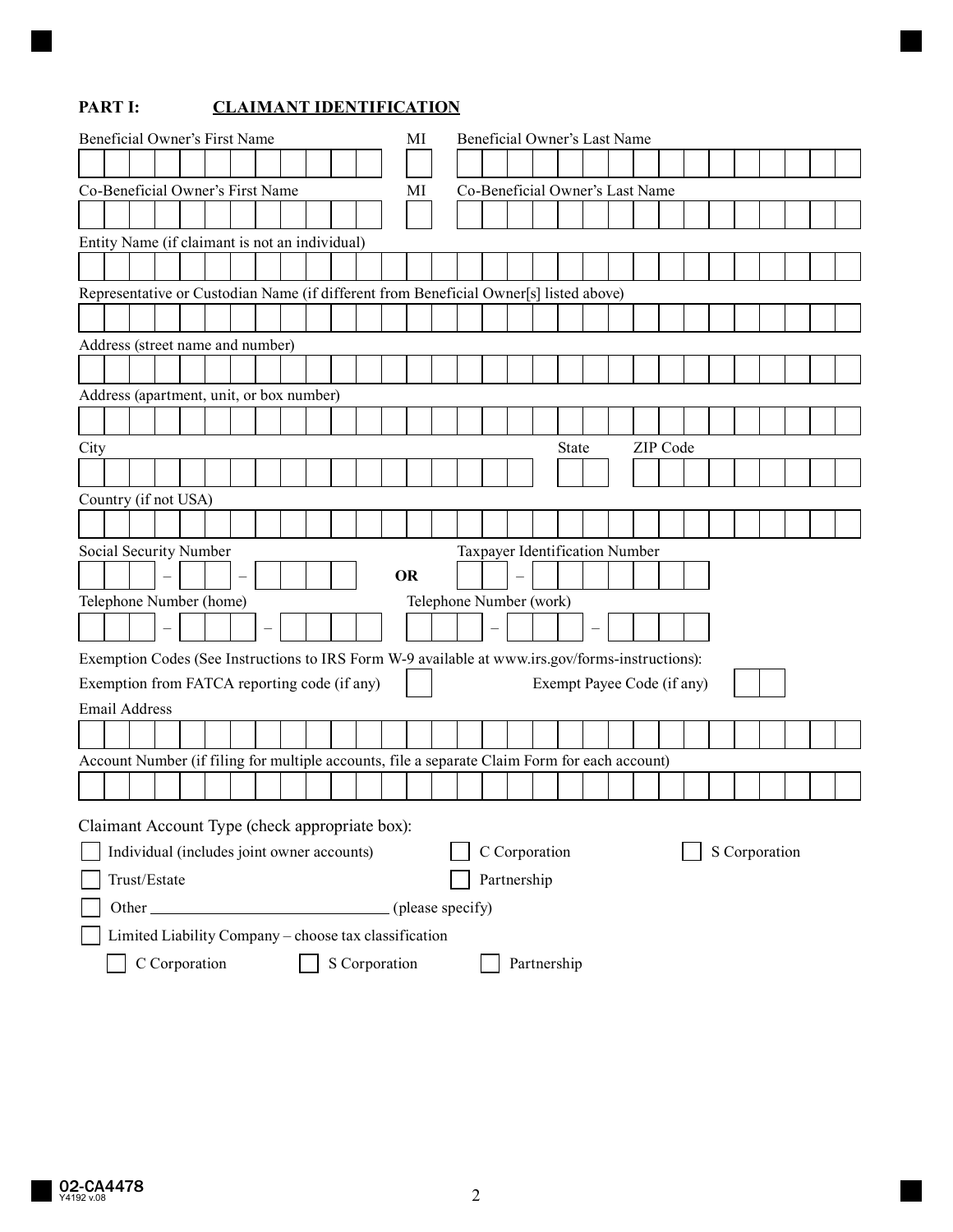## PART I: CLAIMANT IDENTIFICATION

Beneficial Owner's First Name | MI | Beneficial Owner's Last Name

Co-Beneficial Owner's First Name | MI | Co-Beneficial Owner's Last Name

Entity Name (if claimant is not an individual)

Representative or Custodian Name (if different from Beneficial Owner[s] listed above)

Address (street name and number)

Address (apartment, unit, or box number)

City | State | ZIP Code

Country (if not USA)

Social Security Number ___ – __ – ____ **OR** Taxpayer Identification Number __ – _______

Telephone Number (home) ___ – ___ – ____ | Telephone Number (work) ___ – ___ – ____

Exemption Codes (See Instructions to IRS Form W-9 available at www.irs.gov/forms-instructions):

Exemption from FATCA reporting code (if any) ☐ | Exempt Payee Code (if any) ☐☐

Email Address

Account Number (if filing for multiple accounts, file a separate Claim Form for each account)

Claimant Account Type (check appropriate box):

☐ Individual (includes joint owner accounts) ☐ C Corporation ☐ S Corporation

☐ Trust/Estate ☐ Partnership

☐ Other ______________________________ (please specify)

☐ Limited Liability Company – choose tax classification

☐ C Corporation ☐ S Corporation ☐ Partnership

02-CA4478
Y4192 v.08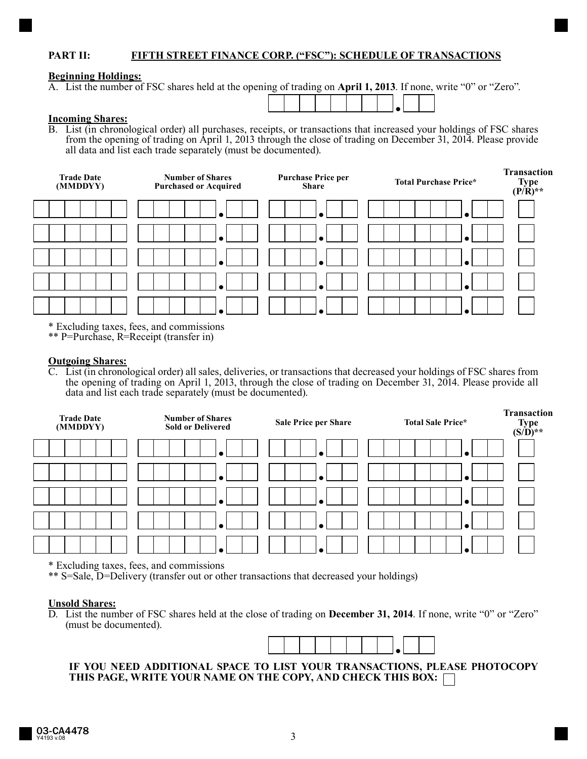## PART II: FIFTH STREET FINANCE CORP. ("FSC"): SCHEDULE OF TRANSACTIONS

**Beginning Holdings:**

A. List the number of FSC shares held at the opening of trading on **April 1, 2013**. If none, write "0" or "Zero".

______________ . ____

**Incoming Shares:**

B. List (in chronological order) all purchases, receipts, or transactions that increased your holdings of FSC shares from the opening of trading on April 1, 2013 through the close of trading on December 31, 2014. Please provide all data and list each trade separately (must be documented).

| Trade Date (MMDDYY) | Number of Shares Purchased or Acquired | Purchase Price per Share | Total Purchase Price* | Transaction Type (P/R)** |
|---|---|---|---|---|
| | . | . | . | |
| | . | . | . | |
| | . | . | . | |
| | . | . | . | |
| | . | . | . | |

\* Excluding taxes, fees, and commissions
\*\* P=Purchase, R=Receipt (transfer in)

**Outgoing Shares:**

C. List (in chronological order) all sales, deliveries, or transactions that decreased your holdings of FSC shares from the opening of trading on April 1, 2013, through the close of trading on December 31, 2014. Please provide all data and list each trade separately (must be documented).

| Trade Date (MMDDYY) | Number of Shares Sold or Delivered | Sale Price per Share | Total Sale Price* | Transaction Type (S/D)** |
|---|---|---|---|---|
| | . | . | . | |
| | . | . | . | |
| | . | . | . | |
| | . | . | . | |
| | . | . | . | |

\* Excluding taxes, fees, and commissions
\*\* S=Sale, D=Delivery (transfer out or other transactions that decreased your holdings)

**Unsold Shares:**

D. List the number of FSC shares held at the close of trading on **December 31, 2014**. If none, write "0" or "Zero" (must be documented).

______________ . ____

**IF YOU NEED ADDITIONAL SPACE TO LIST YOUR TRANSACTIONS, PLEASE PHOTOCOPY THIS PAGE, WRITE YOUR NAME ON THE COPY, AND CHECK THIS BOX:** ☐

03-CA4478
Y4193 v.08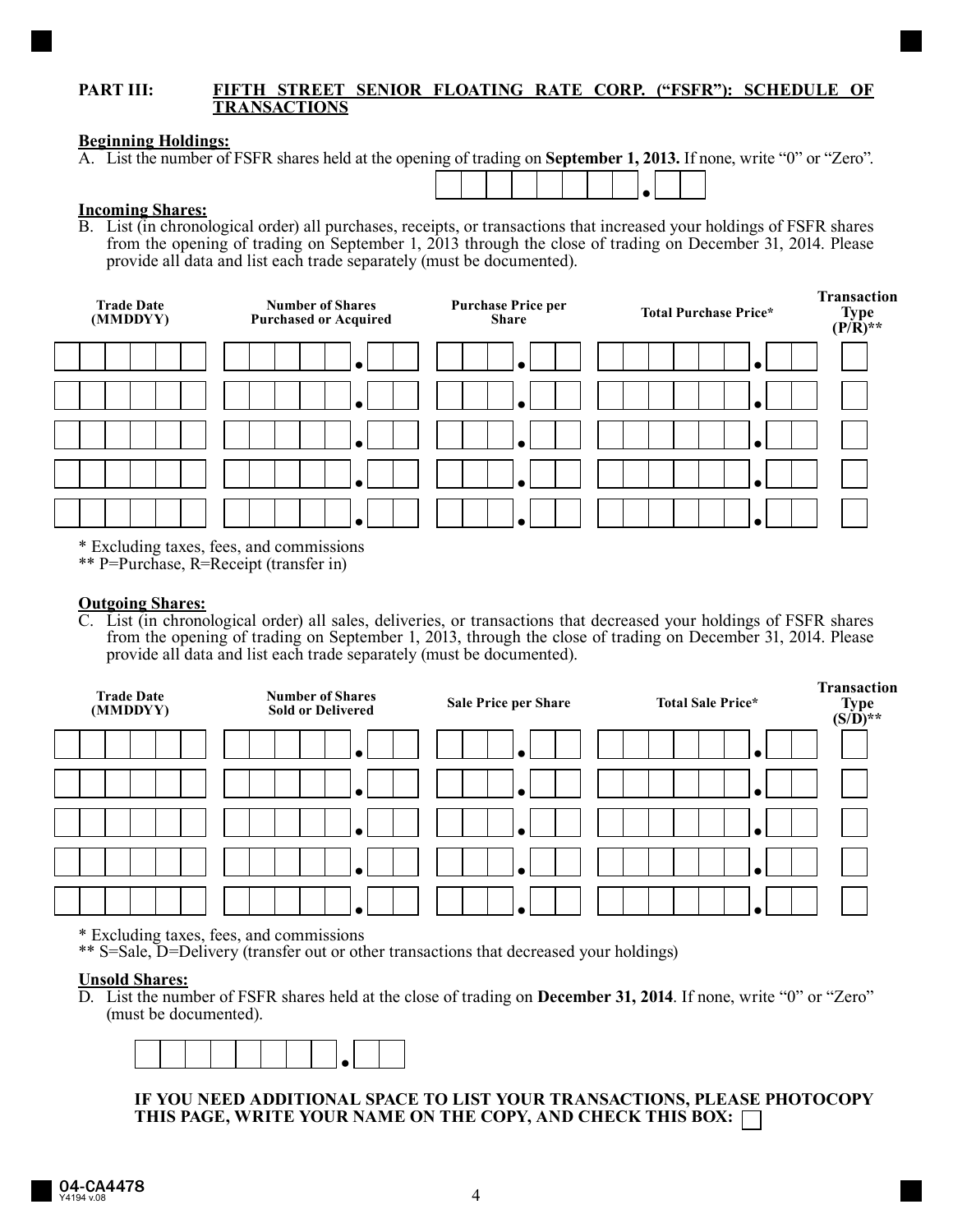**PART III: FIFTH STREET SENIOR FLOATING RATE CORP. ("FSFR"): SCHEDULE OF TRANSACTIONS**

**Beginning Holdings:**

A. List the number of FSFR shares held at the opening of trading on **September 1, 2013.** If none, write "0" or "Zero".

| . |
|---|

**Incoming Shares:**

B. List (in chronological order) all purchases, receipts, or transactions that increased your holdings of FSFR shares from the opening of trading on September 1, 2013 through the close of trading on December 31, 2014. Please provide all data and list each trade separately (must be documented).

| Trade Date (MMDDYY) | Number of Shares Purchased or Acquired | Purchase Price per Share | Total Purchase Price* | Transaction Type (P/R)** |
|---|---|---|---|---|
| | . | . | . | |
| | . | . | . | |
| | . | . | . | |
| | . | . | . | |
| | . | . | . | |

\* Excluding taxes, fees, and commissions

\*\* P=Purchase, R=Receipt (transfer in)

**Outgoing Shares:**

C. List (in chronological order) all sales, deliveries, or transactions that decreased your holdings of FSFR shares from the opening of trading on September 1, 2013, through the close of trading on December 31, 2014. Please provide all data and list each trade separately (must be documented).

| Trade Date (MMDDYY) | Number of Shares Sold or Delivered | Sale Price per Share | Total Sale Price* | Transaction Type (S/D)** |
|---|---|---|---|---|
| | . | . | . | |
| | . | . | . | |
| | . | . | . | |
| | . | . | . | |
| | . | . | . | |

\* Excluding taxes, fees, and commissions

\*\* S=Sale, D=Delivery (transfer out or other transactions that decreased your holdings)

**Unsold Shares:**

D. List the number of FSFR shares held at the close of trading on **December 31, 2014**. If none, write "0" or "Zero" (must be documented).

| . |
|---|

**IF YOU NEED ADDITIONAL SPACE TO LIST YOUR TRANSACTIONS, PLEASE PHOTOCOPY THIS PAGE, WRITE YOUR NAME ON THE COPY, AND CHECK THIS BOX:** ☐

04-CA4478
Y4194 v.08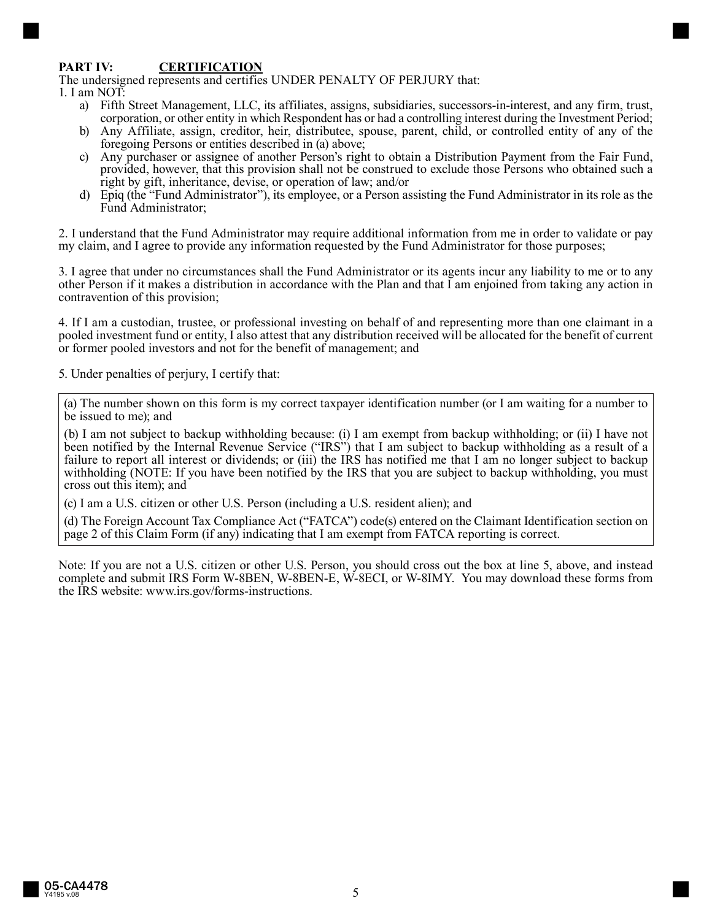## PART IV: CERTIFICATION

The undersigned represents and certifies UNDER PENALTY OF PERJURY that:

1. I am NOT:
   a) Fifth Street Management, LLC, its affiliates, assigns, subsidiaries, successors-in-interest, and any firm, trust, corporation, or other entity in which Respondent has or had a controlling interest during the Investment Period;
   b) Any Affiliate, assign, creditor, heir, distributee, spouse, parent, child, or controlled entity of any of the foregoing Persons or entities described in (a) above;
   c) Any purchaser or assignee of another Person's right to obtain a Distribution Payment from the Fair Fund, provided, however, that this provision shall not be construed to exclude those Persons who obtained such a right by gift, inheritance, devise, or operation of law; and/or
   d) Epiq (the "Fund Administrator"), its employee, or a Person assisting the Fund Administrator in its role as the Fund Administrator;

2. I understand that the Fund Administrator may require additional information from me in order to validate or pay my claim, and I agree to provide any information requested by the Fund Administrator for those purposes;

3. I agree that under no circumstances shall the Fund Administrator or its agents incur any liability to me or to any other Person if it makes a distribution in accordance with the Plan and that I am enjoined from taking any action in contravention of this provision;

4. If I am a custodian, trustee, or professional investing on behalf of and representing more than one claimant in a pooled investment fund or entity, I also attest that any distribution received will be allocated for the benefit of current or former pooled investors and not for the benefit of management; and

5. Under penalties of perjury, I certify that:

> (a) The number shown on this form is my correct taxpayer identification number (or I am waiting for a number to be issued to me); and
>
> (b) I am not subject to backup withholding because: (i) I am exempt from backup withholding; or (ii) I have not been notified by the Internal Revenue Service ("IRS") that I am subject to backup withholding as a result of a failure to report all interest or dividends; or (iii) the IRS has notified me that I am no longer subject to backup withholding (NOTE: If you have been notified by the IRS that you are subject to backup withholding, you must cross out this item); and
>
> (c) I am a U.S. citizen or other U.S. Person (including a U.S. resident alien); and
>
> (d) The Foreign Account Tax Compliance Act ("FATCA") code(s) entered on the Claimant Identification section on page 2 of this Claim Form (if any) indicating that I am exempt from FATCA reporting is correct.

Note: If you are not a U.S. citizen or other U.S. Person, you should cross out the box at line 5, above, and instead complete and submit IRS Form W-8BEN, W-8BEN-E, W-8ECI, or W-8IMY. You may download these forms from the IRS website: www.irs.gov/forms-instructions.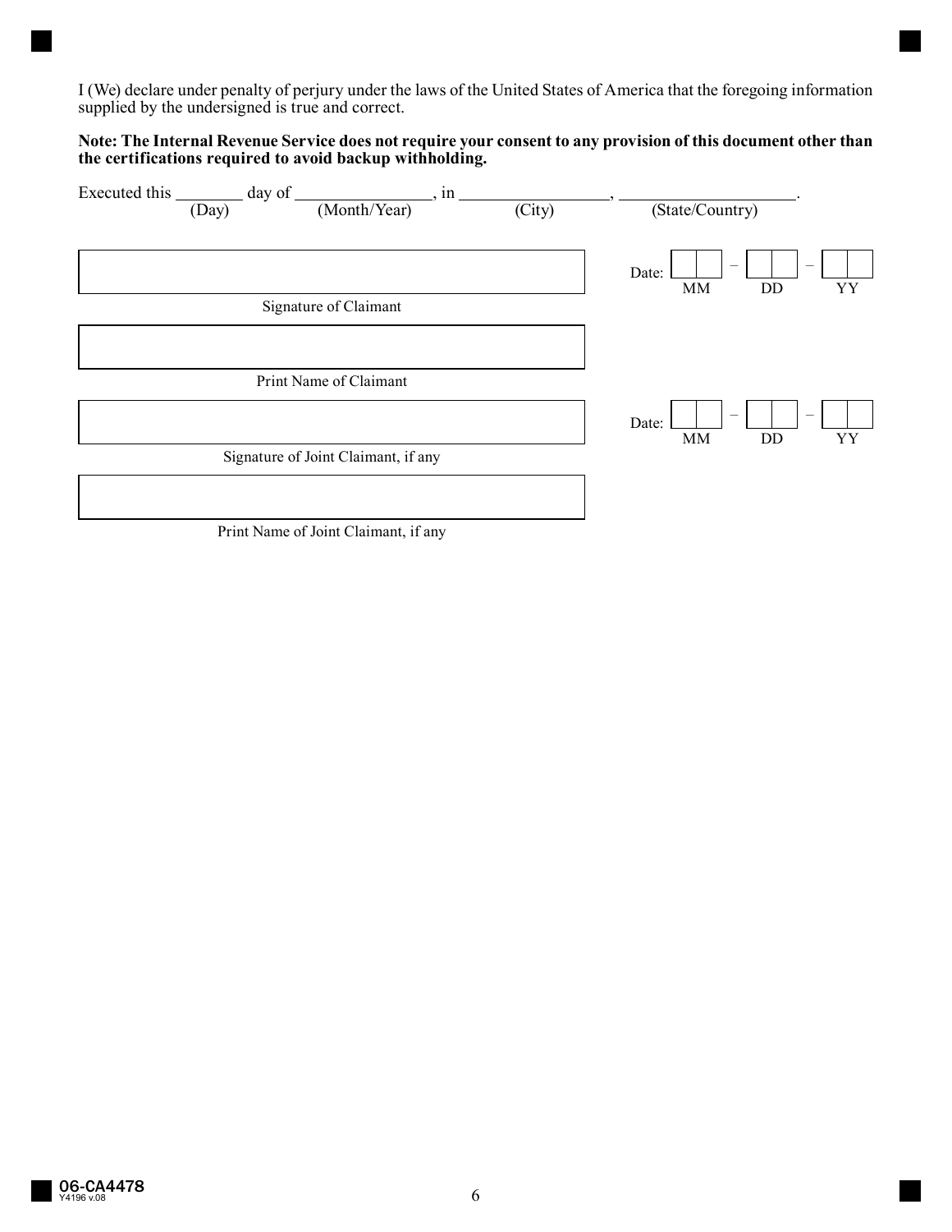I (We) declare under penalty of perjury under the laws of the United States of America that the foregoing information supplied by the undersigned is true and correct.

**Note: The Internal Revenue Service does not require your consent to any provision of this document other than the certifications required to avoid backup withholding.**

Executed this ________ day of ________________, in __________________, ____________________.
(Day) (Month/Year) (City) (State/Country)

Signature of Claimant

Date: __ __ – __ __ – __ __
MM DD YY

Print Name of Claimant

Signature of Joint Claimant, if any

Date: __ __ – __ __ – __ __
MM DD YY

Print Name of Joint Claimant, if any

06-CA4478
Y4196 v.08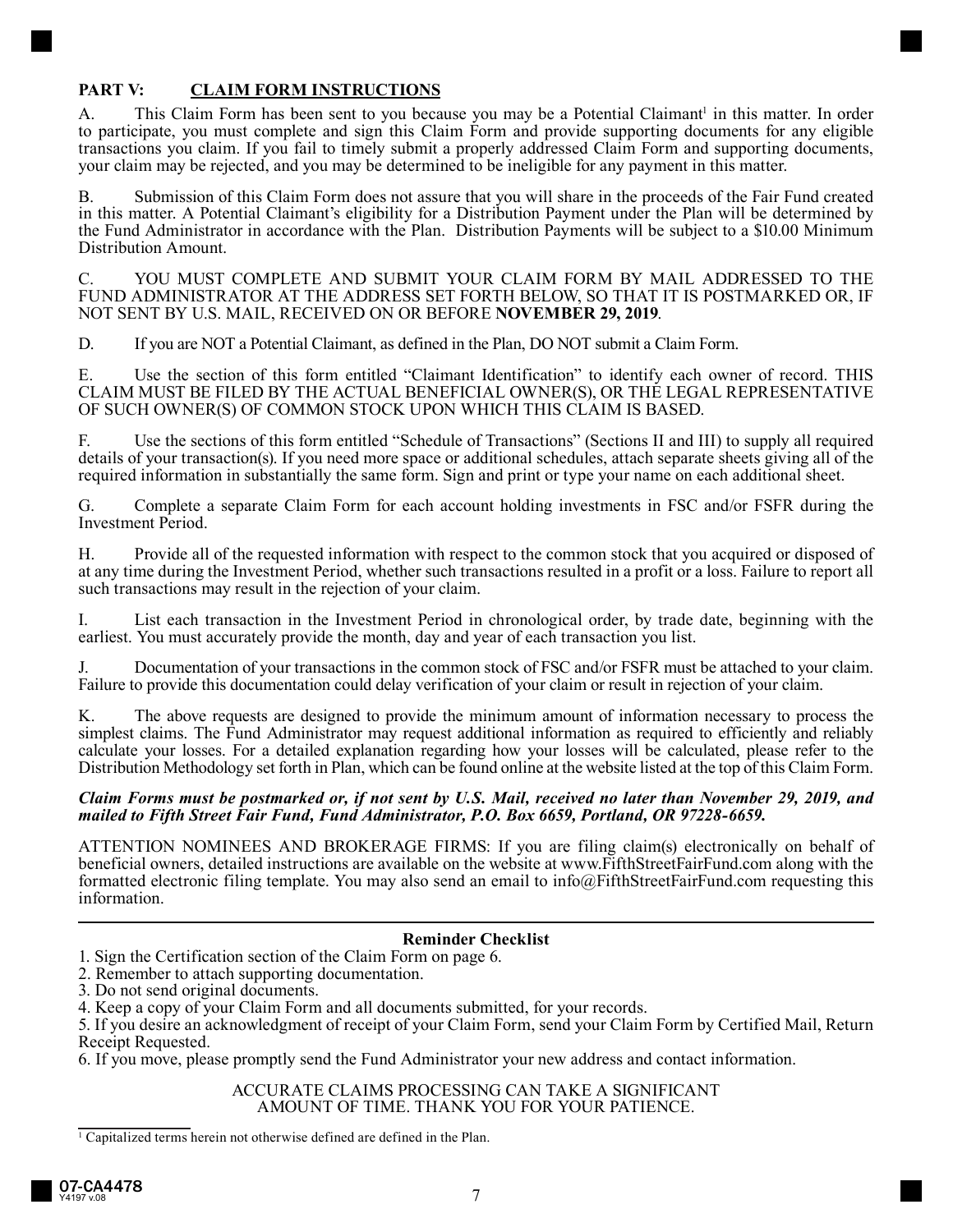## PART V: CLAIM FORM INSTRUCTIONS

A. This Claim Form has been sent to you because you may be a Potential Claimant[1] in this matter. In order to participate, you must complete and sign this Claim Form and provide supporting documents for any eligible transactions you claim. If you fail to timely submit a properly addressed Claim Form and supporting documents, your claim may be rejected, and you may be determined to be ineligible for any payment in this matter.

B. Submission of this Claim Form does not assure that you will share in the proceeds of the Fair Fund created in this matter. A Potential Claimant's eligibility for a Distribution Payment under the Plan will be determined by the Fund Administrator in accordance with the Plan. Distribution Payments will be subject to a $10.00 Minimum Distribution Amount.

C. YOU MUST COMPLETE AND SUBMIT YOUR CLAIM FORM BY MAIL ADDRESSED TO THE FUND ADMINISTRATOR AT THE ADDRESS SET FORTH BELOW, SO THAT IT IS POSTMARKED OR, IF NOT SENT BY U.S. MAIL, RECEIVED ON OR BEFORE **NOVEMBER 29, 2019**.

D. If you are NOT a Potential Claimant, as defined in the Plan, DO NOT submit a Claim Form.

E. Use the section of this form entitled "Claimant Identification" to identify each owner of record. THIS CLAIM MUST BE FILED BY THE ACTUAL BENEFICIAL OWNER(S), OR THE LEGAL REPRESENTATIVE OF SUCH OWNER(S) OF COMMON STOCK UPON WHICH THIS CLAIM IS BASED.

F. Use the sections of this form entitled "Schedule of Transactions" (Sections II and III) to supply all required details of your transaction(s). If you need more space or additional schedules, attach separate sheets giving all of the required information in substantially the same form. Sign and print or type your name on each additional sheet.

G. Complete a separate Claim Form for each account holding investments in FSC and/or FSFR during the Investment Period.

H. Provide all of the requested information with respect to the common stock that you acquired or disposed of at any time during the Investment Period, whether such transactions resulted in a profit or a loss. Failure to report all such transactions may result in the rejection of your claim.

I. List each transaction in the Investment Period in chronological order, by trade date, beginning with the earliest. You must accurately provide the month, day and year of each transaction you list.

J. Documentation of your transactions in the common stock of FSC and/or FSFR must be attached to your claim. Failure to provide this documentation could delay verification of your claim or result in rejection of your claim.

K. The above requests are designed to provide the minimum amount of information necessary to process the simplest claims. The Fund Administrator may request additional information as required to efficiently and reliably calculate your losses. For a detailed explanation regarding how your losses will be calculated, please refer to the Distribution Methodology set forth in Plan, which can be found online at the website listed at the top of this Claim Form.

***Claim Forms must be postmarked or, if not sent by U.S. Mail, received no later than November 29, 2019, and mailed to Fifth Street Fair Fund, Fund Administrator, P.O. Box 6659, Portland, OR 97228-6659.***

ATTENTION NOMINEES AND BROKERAGE FIRMS: If you are filing claim(s) electronically on behalf of beneficial owners, detailed instructions are available on the website at www.FifthStreetFairFund.com along with the formatted electronic filing template. You may also send an email to info@FifthStreetFairFund.com requesting this information.

---

**Reminder Checklist**

1. Sign the Certification section of the Claim Form on page 6.
2. Remember to attach supporting documentation.
3. Do not send original documents.
4. Keep a copy of your Claim Form and all documents submitted, for your records.
5. If you desire an acknowledgment of receipt of your Claim Form, send your Claim Form by Certified Mail, Return Receipt Requested.
6. If you move, please promptly send the Fund Administrator your new address and contact information.

ACCURATE CLAIMS PROCESSING CAN TAKE A SIGNIFICANT AMOUNT OF TIME. THANK YOU FOR YOUR PATIENCE.

[1] Capitalized terms herein not otherwise defined are defined in the Plan.

07-CA4478
Y4197 v.08